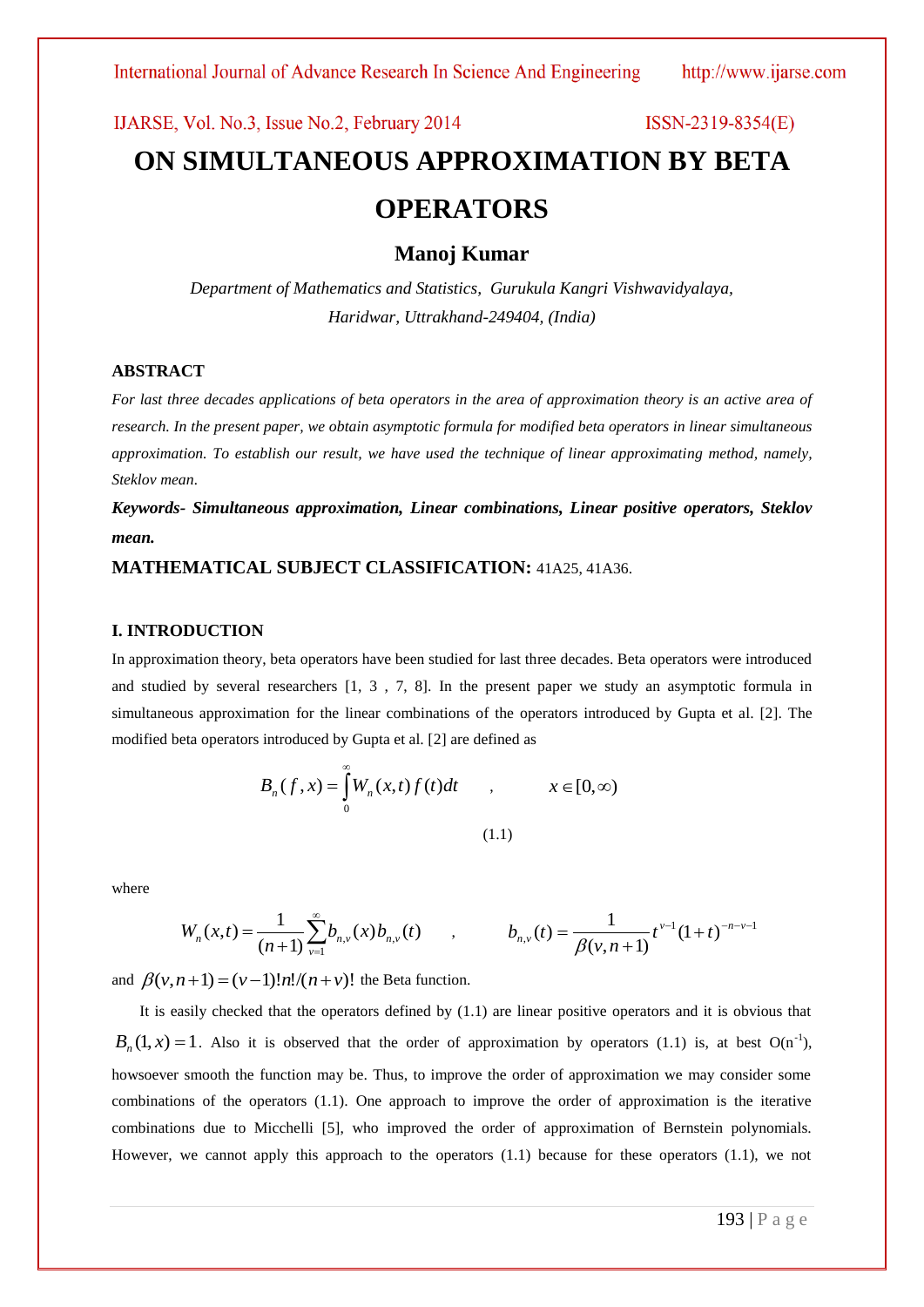# ON SIMULTANEOUS APPROXIMATION BY BETA OPERATORS

**Manoj Kumar**

*Department of Mathematics and Statistics, Gurukula Kangri Vishwavidyalaya, Haridwar, Uttrakhand-249404, (India)*

## ABSTRACT

*For last three decades applications of beta operators in the area of approximation theory is an active area of research. In the present paper, we obtain asymptotic formula for modified beta operators in linear simultaneous approximation. To establish our result, we have used the technique of linear approximating method, namely, Steklov mean.*

***Keywords- Simultaneous approximation, Linear combinations, Linear positive operators, Steklov mean.***

**MATHEMATICAL SUBJECT CLASSIFICATION:** 41A25, 41A36.

## I. INTRODUCTION

In approximation theory, beta operators have been studied for last three decades. Beta operators were introduced and studied by several researchers [1, 3 , 7, 8]. In the present paper we study an asymptotic formula in simultaneous approximation for the linear combinations of the operators introduced by Gupta et al. [2]. The modified beta operators introduced by Gupta et al. [2] are defined as

$$B_n(f,x) = \int_0^\infty W_n(x,t) f(t)dt \quad , \qquad x \in [0,\infty) \tag{1.1}$$

where

$$W_n(x,t) = \frac{1}{(n+1)} \sum_{v=1}^{\infty} b_{n,v}(x) b_{n,v}(t) \quad , \qquad b_{n,v}(t) = \frac{1}{\beta(v,n+1)} t^{v-1}(1+t)^{-n-v-1}$$

and $\beta(v,n+1) = (v-1)!n!/(n+v)!$ the Beta function.

It is easily checked that the operators defined by (1.1) are linear positive operators and it is obvious that $B_n(1,x) = 1$. Also it is observed that the order of approximation by operators (1.1) is, at best $O(n^{-1})$, howsoever smooth the function may be. Thus, to improve the order of approximation we may consider some combinations of the operators (1.1). One approach to improve the order of approximation is the iterative combinations due to Micchelli [5], who improved the order of approximation of Bernstein polynomials. However, we cannot apply this approach to the operators (1.1) because for these operators (1.1), we not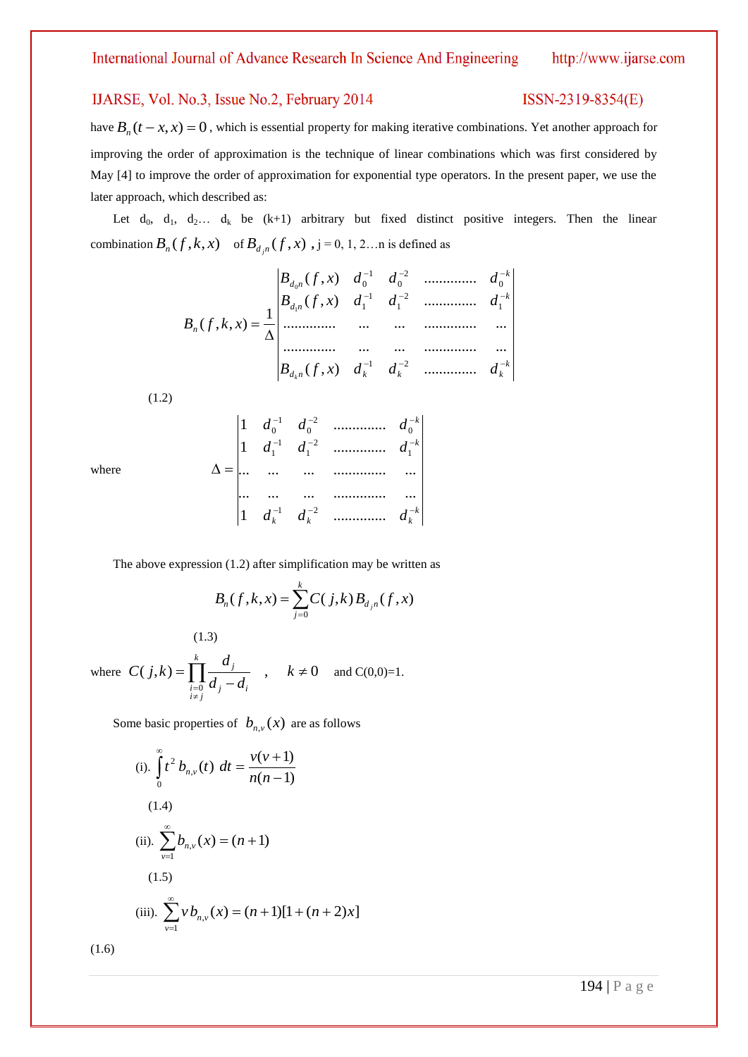have $B_n(t-x,x)=0$, which is essential property for making iterative combinations. Yet another approach for improving the order of approximation is the technique of linear combinations which was first considered by May [4] to improve the order of approximation for exponential type operators. In the present paper, we use the later approach, which described as:

Let $d_0$, $d_1$, $d_2$… $d_k$ be (k+1) arbitrary but fixed distinct positive integers. Then the linear combination $B_n(f,k,x)$ of $B_{d_j n}(f,x)$ , j = 0, 1, 2…n is defined as

$$B_n(f,k,x)=\frac{1}{\Delta}\begin{vmatrix} B_{d_0 n}(f,x) & d_0^{-1} & d_0^{-2} & \ldots\ldots\ldots\ldots & d_0^{-k} \\ B_{d_1 n}(f,x) & d_1^{-1} & d_1^{-2} & \ldots\ldots\ldots\ldots & d_1^{-k} \\ \ldots\ldots\ldots\ldots & \ldots & \ldots & \ldots\ldots\ldots\ldots & \ldots \\ \ldots\ldots\ldots\ldots & \ldots & \ldots & \ldots\ldots\ldots\ldots & \ldots \\ B_{d_k n}(f,x) & d_k^{-1} & d_k^{-2} & \ldots\ldots\ldots\ldots & d_k^{-k} \end{vmatrix} \tag{1.2}$$

where

$$\Delta=\begin{vmatrix} 1 & d_0^{-1} & d_0^{-2} & \ldots\ldots\ldots\ldots & d_0^{-k} \\ 1 & d_1^{-1} & d_1^{-2} & \ldots\ldots\ldots\ldots & d_1^{-k} \\ \ldots & \ldots & \ldots & \ldots\ldots\ldots\ldots & \ldots \\ \ldots & \ldots & \ldots & \ldots\ldots\ldots\ldots & \ldots \\ 1 & d_k^{-1} & d_k^{-2} & \ldots\ldots\ldots\ldots & d_k^{-k} \end{vmatrix}$$

The above expression (1.2) after simplification may be written as

$$B_n(f,k,x)=\sum_{j=0}^{k} C(j,k)\,B_{d_j n}(f,x) \tag{1.3}$$

where $C(j,k)=\prod_{\substack{i=0\\ i\neq j}}^{k}\dfrac{d_j}{d_j-d_i}$ , $k\neq 0$ and C(0,0)=1.

Some basic properties of $b_{n,v}(x)$ are as follows

(i). $$\int_0^\infty t^2\, b_{n,v}(t)\; dt=\frac{v(v+1)}{n(n-1)} \tag{1.4}$$

(ii). $$\sum_{v=1}^{\infty} b_{n,v}(x)=(n+1) \tag{1.5}$$

(iii). $$\sum_{v=1}^{\infty} v\, b_{n,v}(x)=(n+1)[1+(n+2)x] \tag{1.6}$$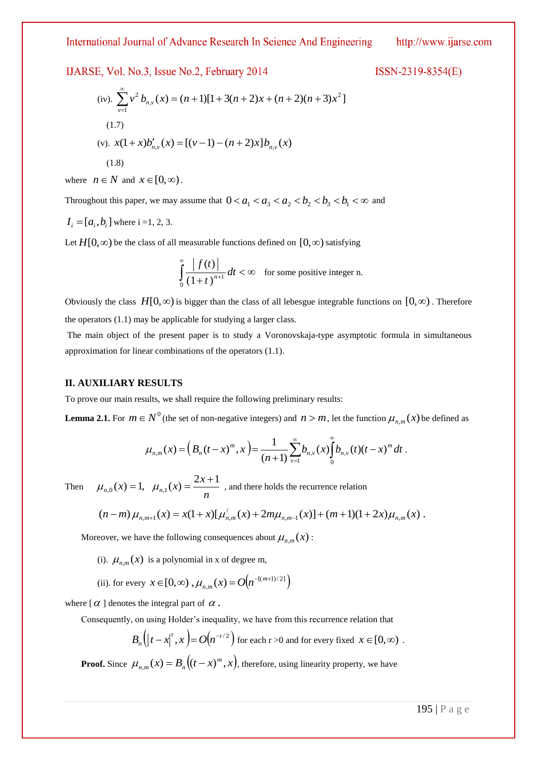(iv). $\sum_{v=1}^{\infty} v^2 b_{n,v}(x) = (n+1)[1+3(n+2)x+(n+2)(n+3)x^2]$

(1.7)

(v). $x(1+x)b'_{n,v}(x) = [(v-1)-(n+2)x]b_{n,v}(x)$

(1.8)

where $n \in N$ and $x \in [0,\infty)$.

Throughout this paper, we may assume that $0 < a_1 < a_3 < a_2 < b_2 < b_3 < b_1 < \infty$ and

$I_i = [a_i, b_i]$ where i =1, 2, 3.

Let $H[0,\infty)$ be the class of all measurable functions defined on $[0,\infty)$ satisfying

$$\int_0^{\infty} \frac{|f(t)|}{(1+t)^{n+1}} dt < \infty \quad \text{for some positive integer n.}$$

Obviously the class $H[0,\infty)$ is bigger than the class of all lebesgue integrable functions on $[0,\infty)$. Therefore the operators (1.1) may be applicable for studying a larger class.

The main object of the present paper is to study a Voronovskaja-type asymptotic formula in simultaneous approximation for linear combinations of the operators (1.1).

## II. AUXILIARY RESULTS

To prove our main results, we shall require the following preliminary results:

**Lemma 2.1.** For $m \in N^0$ (the set of non-negative integers) and $n > m$, let the function $\mu_{n,m}(x)$ be defined as

$$\mu_{n,m}(x) = \left(B_n(t-x)^m, x\right) = \frac{1}{(n+1)} \sum_{v=1}^{\infty} b_{n,v}(x) \int_0^{\infty} b_{n,v}(t)(t-x)^m \, dt .$$

Then $\mu_{n,0}(x) = 1, \ \ \mu_{n,1}(x) = \dfrac{2x+1}{n}$ , and there holds the recurrence relation

$$(n-m)\,\mu_{n,m+1}(x) = x(1+x)[\mu'_{n,m}(x) + 2m\mu_{n,m-1}(x)] + (m+1)(1+2x)\mu_{n,m}(x) .$$

Moreover, we have the following consequences about $\mu_{n,m}(x)$:

(i). $\mu_{n,m}(x)$ is a polynomial in x of degree m,

(ii). for every $x \in [0,\infty)$, $\mu_{n,m}(x) = O\left(n^{-[(m+1)/2]}\right)$

where [ $\alpha$ ] denotes the integral part of $\alpha$.

Consequently, on using Holder's inequality, we have from this recurrence relation that

$$B_n\left(|t-x|^r, x\right) = O\left(n^{-r/2}\right) \text{ for each r >0 and for every fixed } x \in [0,\infty) .$$

**Proof.** Since $\mu_{n,m}(x) = B_n\left((t-x)^m, x\right)$, therefore, using linearity property, we have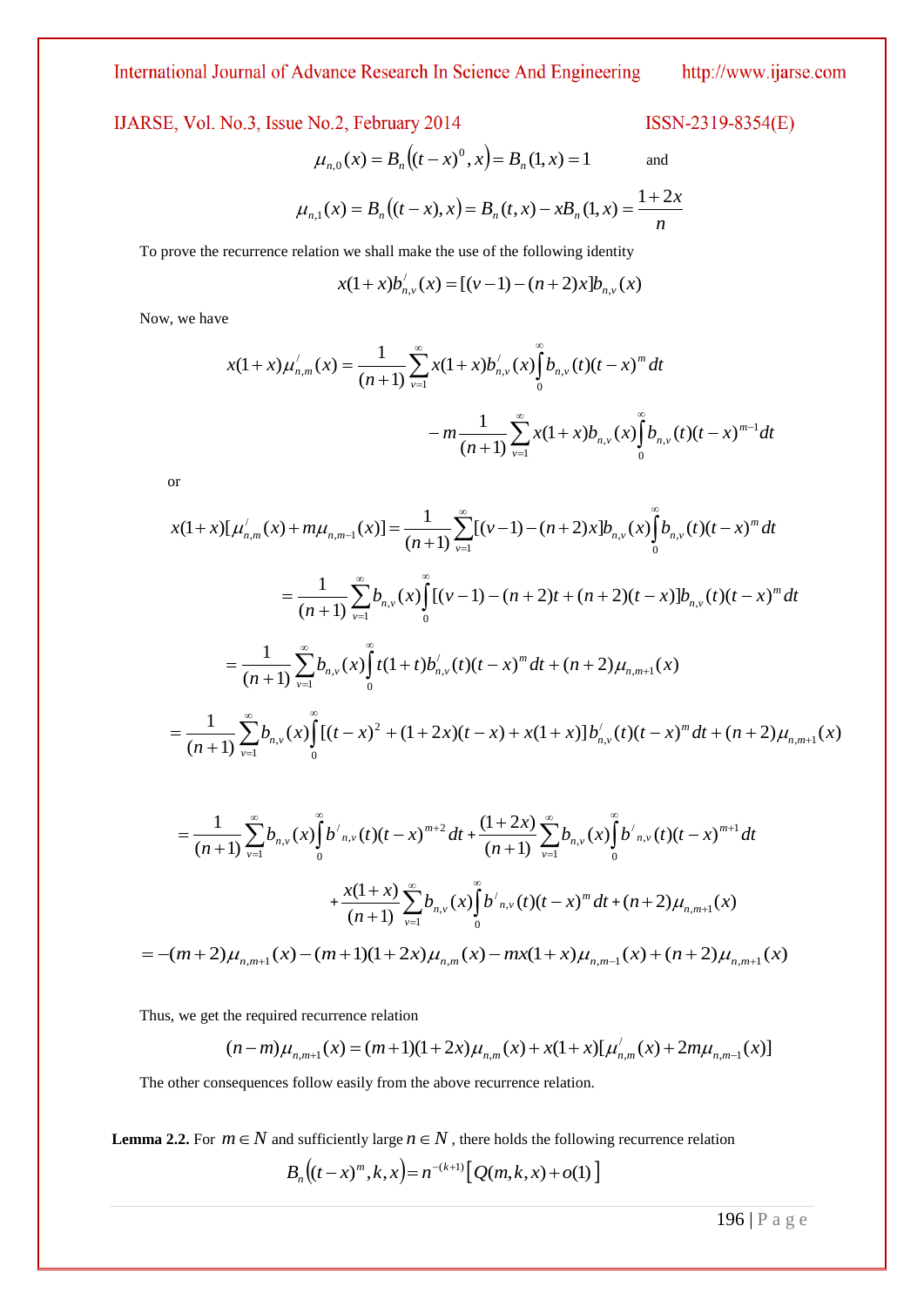$$\mu_{n,0}(x) = B_n\left((t-x)^0, x\right) = B_n(1,x) = 1 \qquad \text{and}$$

$$\mu_{n,1}(x) = B_n\left((t-x), x\right) = B_n(t,x) - xB_n(1,x) = \frac{1+2x}{n}$$

To prove the recurrence relation we shall make the use of the following identity

$$x(1+x)b_{n,v}^{/}(x) = [(v-1)-(n+2)x]b_{n,v}(x)$$

Now, we have

$$x(1+x)\mu_{n,m}^{/}(x) = \frac{1}{(n+1)}\sum_{v=1}^{\infty} x(1+x)b_{n,v}^{/}(x)\int_0^{\infty} b_{n,v}(t)(t-x)^m\,dt$$

$$-m\frac{1}{(n+1)}\sum_{v=1}^{\infty} x(1+x)b_{n,v}(x)\int_0^{\infty} b_{n,v}(t)(t-x)^{m-1}dt$$

or

$$x(1+x)[\mu_{n,m}^{/}(x) + m\mu_{n,m-1}(x)] = \frac{1}{(n+1)}\sum_{v=1}^{\infty}[(v-1)-(n+2)x]b_{n,v}(x)\int_0^{\infty} b_{n,v}(t)(t-x)^m\,dt$$

$$= \frac{1}{(n+1)}\sum_{v=1}^{\infty} b_{n,v}(x)\int_0^{\infty}[(v-1)-(n+2)t+(n+2)(t-x)]b_{n,v}(t)(t-x)^m\,dt$$

$$= \frac{1}{(n+1)}\sum_{v=1}^{\infty} b_{n,v}(x)\int_0^{\infty} t(1+t)b_{n,v}^{/}(t)(t-x)^m\,dt + (n+2)\mu_{n,m+1}(x)$$

$$= \frac{1}{(n+1)}\sum_{v=1}^{\infty} b_{n,v}(x)\int_0^{\infty}[(t-x)^2 + (1+2x)(t-x) + x(1+x)]b_{n,v}^{/}(t)(t-x)^m\,dt + (n+2)\mu_{n,m+1}(x)$$

$$= \frac{1}{(n+1)}\sum_{v=1}^{\infty} b_{n,v}(x)\int_0^{\infty} b^{/}{}_{n,v}(t)(t-x)^{m+2}\,dt + \frac{(1+2x)}{(n+1)}\sum_{v=1}^{\infty} b_{n,v}(x)\int_0^{\infty} b^{/}{}_{n,v}(t)(t-x)^{m+1}\,dt$$

$$+\frac{x(1+x)}{(n+1)}\sum_{v=1}^{\infty} b_{n,v}(x)\int_0^{\infty} b^{/}{}_{n,v}(t)(t-x)^m\,dt + (n+2)\mu_{n,m+1}(x)$$

$$= -(m+2)\mu_{n,m+1}(x) - (m+1)(1+2x)\mu_{n,m}(x) - mx(1+x)\mu_{n,m-1}(x) + (n+2)\mu_{n,m+1}(x)$$

Thus, we get the required recurrence relation

$$(n-m)\mu_{n,m+1}(x) = (m+1)(1+2x)\mu_{n,m}(x) + x(1+x)[\mu_{n,m}^{/}(x) + 2m\mu_{n,m-1}(x)]$$

The other consequences follow easily from the above recurrence relation.

**Lemma 2.2.** For $m \in N$ and sufficiently large $n \in N$, there holds the following recurrence relation

$$B_n\left((t-x)^m, k, x\right) = n^{-(k+1)}\left[Q(m,k,x) + o(1)\right]$$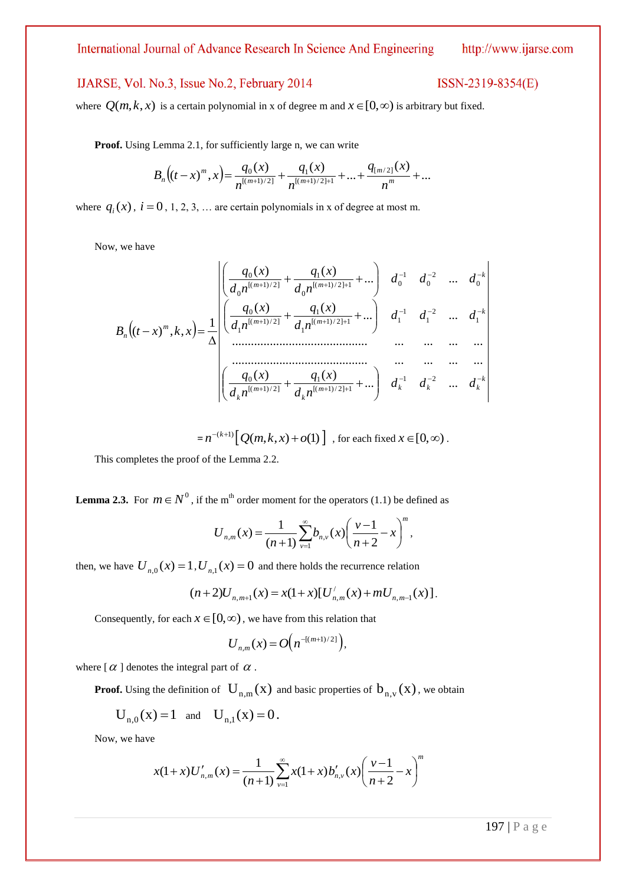where $Q(m,k,x)$ is a certain polynomial in x of degree m and $x \in [0,\infty)$ is arbitrary but fixed.

**Proof.** Using Lemma 2.1, for sufficiently large n, we can write

$$B_n\left((t-x)^m, x\right) = \frac{q_0(x)}{n^{[(m+1)/2]}} + \frac{q_1(x)}{n^{[(m+1)/2]+1}} + \ldots + \frac{q_{[m/2]}(x)}{n^m} + \ldots$$

where $q_i(x)$, $i = 0$, 1, 2, 3, … are certain polynomials in x of degree at most m.

Now, we have

$$B_n\left((t-x)^m, k, x\right) = \frac{1}{\Delta}\begin{vmatrix} \left(\dfrac{q_0(x)}{d_0 n^{[(m+1)/2]}} + \dfrac{q_1(x)}{d_0 n^{[(m+1)/2]+1}} + \ldots\right) & d_0^{-1} & d_0^{-2} & \ldots & d_0^{-k} \\ \left(\dfrac{q_0(x)}{d_1 n^{[(m+1)/2]}} + \dfrac{q_1(x)}{d_1 n^{[(m+1)/2]+1}} + \ldots\right) & d_1^{-1} & d_1^{-2} & \ldots & d_1^{-k} \\ \ldots\ldots\ldots\ldots\ldots\ldots & \ldots & \ldots & \ldots & \ldots \\ \ldots\ldots\ldots\ldots\ldots\ldots & \ldots & \ldots & \ldots & \ldots \\ \left(\dfrac{q_0(x)}{d_k n^{[(m+1)/2]}} + \dfrac{q_1(x)}{d_k n^{[(m+1)/2]+1}} + \ldots\right) & d_k^{-1} & d_k^{-2} & \ldots & d_k^{-k} \end{vmatrix}$$

$$= n^{-(k+1)}\left[Q(m,k,x) + o(1)\right] \text{, for each fixed } x \in [0,\infty).$$

This completes the proof of the Lemma 2.2.

**Lemma 2.3.** For $m \in N^0$, if the m[th] order moment for the operators (1.1) be defined as

$$U_{n,m}(x) = \frac{1}{(n+1)}\sum_{v=1}^{\infty} b_{n,v}(x)\left(\frac{v-1}{n+2} - x\right)^m,$$

then, we have $U_{n,0}(x) = 1, U_{n,1}(x) = 0$ and there holds the recurrence relation

$$(n+2)U_{n,m+1}(x) = x(1+x)[U'_{n,m}(x) + mU_{n,m-1}(x)].$$

Consequently, for each $x \in [0,\infty)$, we have from this relation that

$$U_{n,m}(x) = O\left(n^{-[(m+1)/2]}\right),$$

where [ $\alpha$ ] denotes the integral part of $\alpha$.

**Proof.** Using the definition of $U_{n,m}(x)$ and basic properties of $b_{n,v}(x)$, we obtain

$$U_{n,0}(x) = 1 \quad \text{and} \quad U_{n,1}(x) = 0.$$

Now, we have

$$x(1+x)U'_{n,m}(x) = \frac{1}{(n+1)}\sum_{v=1}^{\infty} x(1+x)b'_{n,v}(x)\left(\frac{v-1}{n+2} - x\right)^m$$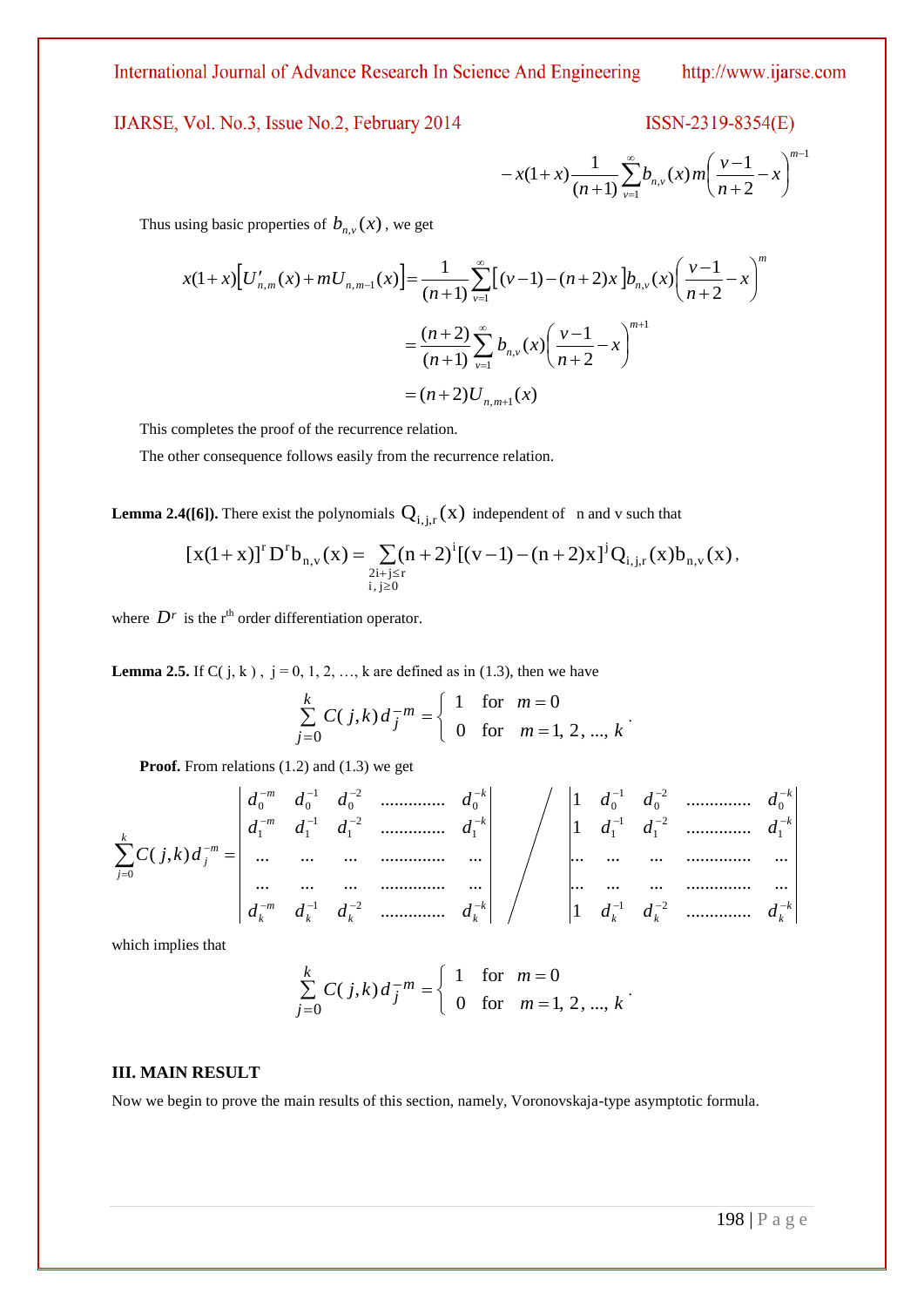$$-x(1+x)\frac{1}{(n+1)}\sum_{v=1}^{\infty} b_{n,v}(x)\, m\left(\frac{v-1}{n+2}-x\right)^{m-1}$$

Thus using basic properties of $b_{n,v}(x)$, we get

$$x(1+x)\left[U'_{n,m}(x)+mU_{n,m-1}(x)\right]=\frac{1}{(n+1)}\sum_{v=1}^{\infty}\left[(v-1)-(n+2)x\right]b_{n,v}(x)\left(\frac{v-1}{n+2}-x\right)^{m}$$

$$=\frac{(n+2)}{(n+1)}\sum_{v=1}^{\infty} b_{n,v}(x)\left(\frac{v-1}{n+2}-x\right)^{m+1}$$

$$=(n+2)U_{n,m+1}(x)$$

This completes the proof of the recurrence relation.

The other consequence follows easily from the recurrence relation.

**Lemma 2.4([6]).** There exist the polynomials $Q_{i,j,r}(x)$ independent of n and v such that

$$[x(1+x)]^{r} D^{r} b_{n,v}(x)=\sum_{\substack{2i+j\leq r\\ i,j\geq 0}}(n+2)^{i}[(v-1)-(n+2)x]^{j} Q_{i,j,r}(x) b_{n,v}(x),$$

where $D^{r}$ is the r[th] order differentiation operator.

**Lemma 2.5.** If C( j, k ) , j = 0, 1, 2, …, k are defined as in (1.3), then we have

$$\sum_{j=0}^{k} C(j,k)\, d_j^{-m}=\begin{cases}1 & \text{for } m=0\\ 0 & \text{for } m=1,2,\ldots,k\end{cases}.$$

**Proof.** From relations (1.2) and (1.3) we get

$$\sum_{j=0}^{k} C(j,k)\, d_j^{-m}=\begin{vmatrix} d_0^{-m} & d_0^{-1} & d_0^{-2} & \ldots\ldots & d_0^{-k}\\ d_1^{-m} & d_1^{-1} & d_1^{-2} & \ldots\ldots & d_1^{-k}\\ \ldots & \ldots & \ldots & \ldots\ldots & \ldots\\ \ldots & \ldots & \ldots & \ldots\ldots & \ldots\\ d_k^{-m} & d_k^{-1} & d_k^{-2} & \ldots\ldots & d_k^{-k}\end{vmatrix} \Bigg/ \begin{vmatrix} 1 & d_0^{-1} & d_0^{-2} & \ldots\ldots & d_0^{-k}\\ 1 & d_1^{-1} & d_1^{-2} & \ldots\ldots & d_1^{-k}\\ \ldots & \ldots & \ldots & \ldots\ldots & \ldots\\ \ldots & \ldots & \ldots & \ldots\ldots & \ldots\\ 1 & d_k^{-1} & d_k^{-2} & \ldots\ldots & d_k^{-k}\end{vmatrix}$$

which implies that

$$\sum_{j=0}^{k} C(j,k)\, d_j^{-m}=\begin{cases}1 & \text{for } m=0\\ 0 & \text{for } m=1,2,\ldots,k\end{cases}.$$

## III. MAIN RESULT

Now we begin to prove the main results of this section, namely, Voronovskaja-type asymptotic formula.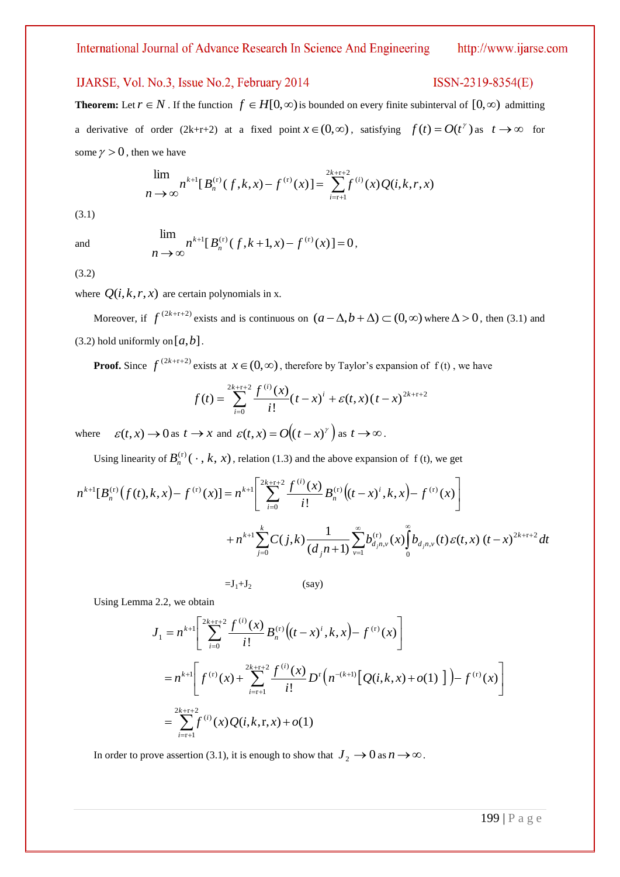**Theorem:** Let $r \in N$. If the function $f \in H[0,\infty)$ is bounded on every finite subinterval of $[0,\infty)$ admitting a derivative of order (2k+r+2) at a fixed point $x \in (0,\infty)$, satisfying $f(t) = O(t^{\gamma})$ as $t \to \infty$ for some $\gamma > 0$, then we have

$$\lim_{n\to\infty} n^{k+1}[B_n^{(\mathrm{r})}(f,k,x) - f^{(\mathrm{r})}(x)] = \sum_{i=\mathrm{r}+1}^{2k+\mathrm{r}+2} f^{(i)}(x)Q(i,k,r,x)$$

(3.1)

and

$$\lim_{n\to\infty} n^{k+1}[B_n^{(\mathrm{r})}(f,k+1,x) - f^{(\mathrm{r})}(x)] = 0,$$

(3.2)

where $Q(i,k,r,x)$ are certain polynomials in x.

Moreover, if $f^{(2k+r+2)}$ exists and is continuous on $(a-\Delta, b+\Delta) \subset (0,\infty)$ where $\Delta > 0$, then (3.1) and (3.2) hold uniformly on $[a,b]$.

**Proof.** Since $f^{(2k+r+2)}$ exists at $x \in (0,\infty)$, therefore by Taylor's expansion of f (t) , we have

$$f(t) = \sum_{i=0}^{2k+\mathrm{r}+2} \frac{f^{(i)}(x)}{i!}(t-x)^i + \varepsilon(t,x)(t-x)^{2k+\mathrm{r}+2}$$

where $\varepsilon(t,x) \to 0$ as $t \to x$ and $\varepsilon(t,x) = O\left((t-x)^{\gamma}\right)$ as $t \to \infty$.

Using linearity of $B_n^{(\mathrm{r})}(\cdot, k, x)$, relation (1.3) and the above expansion of f (t), we get

$$n^{k+1}[B_n^{(\mathrm{r})}(f(t),k,x) - f^{(\mathrm{r})}(x)] = n^{k+1}\left[\sum_{i=0}^{2k+\mathrm{r}+2} \frac{f^{(i)}(x)}{i!} B_n^{(\mathrm{r})}\left((t-x)^i,k,x\right) - f^{(\mathrm{r})}(x)\right]$$

$$+ n^{k+1}\sum_{j=0}^{k} C(j,k)\frac{1}{(d_j n+1)}\sum_{v=1}^{\infty} b_{d_j n,v}^{(\mathrm{r})}(x)\int_0^{\infty} b_{d_j n,v}(t)\,\varepsilon(t,x)\,(t-x)^{2k+\mathrm{r}+2}\,dt$$

$$= J_1 + J_2 \qquad \text{(say)}$$

Using Lemma 2.2, we obtain

$$J_1 = n^{k+1}\left[\sum_{i=0}^{2k+\mathrm{r}+2} \frac{f^{(i)}(x)}{i!} B_n^{(\mathrm{r})}\left((t-x)^i,k,x\right) - f^{(\mathrm{r})}(x)\right]$$

$$= n^{k+1}\left[f^{(\mathrm{r})}(x) + \sum_{i=\mathrm{r}+1}^{2k+\mathrm{r}+2} \frac{f^{(i)}(x)}{i!} D^{\mathrm{r}}\left(n^{-(k+1)}\left[Q(i,k,x) + o(1)\,\right]\right) - f^{(\mathrm{r})}(x)\right]$$

$$= \sum_{i=\mathrm{r}+1}^{2k+\mathrm{r}+2} f^{(i)}(x)Q(i,k,\mathrm{r},x) + o(1)$$

In order to prove assertion (3.1), it is enough to show that $J_2 \to 0$ as $n \to \infty$.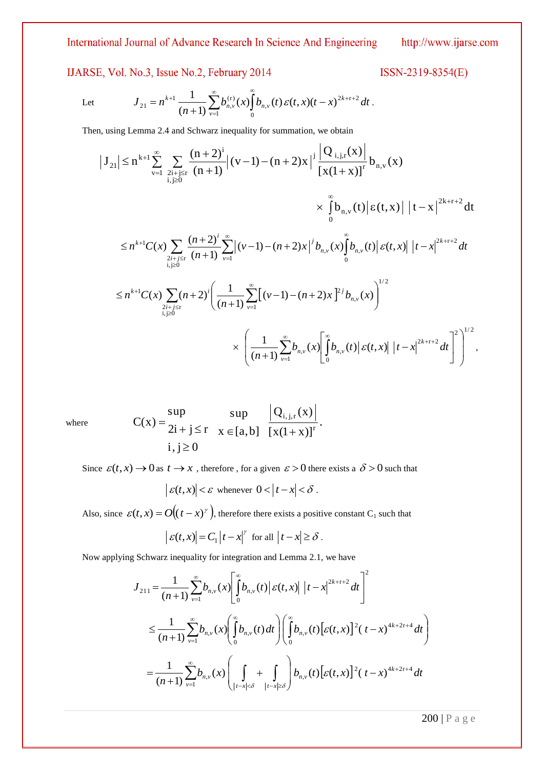Let $$J_{21} = n^{k+1} \frac{1}{(n+1)} \sum_{v=1}^{\infty} b_{n,v}^{(r)}(x) \int_0^{\infty} b_{n,v}(t)\, \varepsilon(t,x)(t-x)^{2k+r+2}\, dt.$$

Then, using Lemma 2.4 and Schwarz inequality for summation, we obtain

$$\left|J_{21}\right| \leq n^{k+1} \sum_{v=1}^{\infty} \sum_{\substack{2i+j\leq r \\ i,j\geq 0}} \frac{(n+2)^i}{(n+1)} \left|(v-1)-(n+2)x\right|^j \frac{\left|Q_{i,j,r}(x)\right|}{[x(1+x)]^r} b_{n,v}(x)$$

$$\times \int_0^{\infty} b_{n,v}(t) \left|\varepsilon(t,x)\right| \left|t-x\right|^{2k+r+2} dt$$

$$\leq n^{k+1} C(x) \sum_{\substack{2i+j\leq r \\ i,j\geq 0}} \frac{(n+2)^i}{(n+1)} \sum_{v=1}^{\infty} \left|(v-1)-(n+2)x\right|^j b_{n,v}(x) \int_0^{\infty} b_{n,v}(t) \left|\varepsilon(t,x)\right| \left|t-x\right|^{2k+r+2} dt$$

$$\leq n^{k+1} C(x) \sum_{\substack{2i+j\leq r \\ i,j\geq 0}} (n+2)^i \left( \frac{1}{(n+1)} \sum_{v=1}^{\infty} \left[(v-1)-(n+2)x\right]^{2j} b_{n,v}(x) \right)^{1/2}$$

$$\times \left( \frac{1}{(n+1)} \sum_{v=1}^{\infty} b_{n,v}(x) \left[ \int_0^{\infty} b_{n,v}(t) \left|\varepsilon(t,x)\right| \left|t-x\right|^{2k+r+2} dt \right]^2 \right)^{1/2},$$

where $$C(x) = \sup_{\substack{2i+j\leq r \\ i,j\geq 0}} \ \sup_{x\in[a,b]} \frac{\left|Q_{i,j,r}(x)\right|}{[x(1+x)]^r}.$$

Since $\varepsilon(t,x) \to 0$ as $t \to x$ , therefore , for a given $\varepsilon > 0$ there exists a $\delta > 0$ such that

$$\left|\varepsilon(t,x)\right| < \varepsilon \text{ whenever } 0 < \left|t-x\right| < \delta.$$

Also, since $\varepsilon(t,x) = O\left((t-x)^{\gamma}\right)$, therefore there exists a positive constant $C_1$ such that

$$\left|\varepsilon(t,x)\right| = C_1 \left|t-x\right|^{\gamma} \text{ for all } \left|t-x\right| \geq \delta.$$

Now applying Schwarz inequality for integration and Lemma 2.1, we have

$$J_{211} = \frac{1}{(n+1)} \sum_{v=1}^{\infty} b_{n,v}(x) \left[ \int_0^{\infty} b_{n,v}(t) \left|\varepsilon(t,x)\right| \left|t-x\right|^{2k+r+2} dt \right]^2$$

$$\leq \frac{1}{(n+1)} \sum_{v=1}^{\infty} b_{n,v}(x) \left( \int_0^{\infty} b_{n,v}(t)\, dt \right) \left( \int_0^{\infty} b_{n,v}(t) \left[\varepsilon(t,x)\right]^2 (t-x)^{4k+2r+4} dt \right)$$

$$= \frac{1}{(n+1)} \sum_{v=1}^{\infty} b_{n,v}(x) \left( \int_{|t-x|<\delta} + \int_{|t-x|\geq\delta} \right) b_{n,v}(t) \left[\varepsilon(t,x)\right]^2 (t-x)^{4k+2r+4} dt$$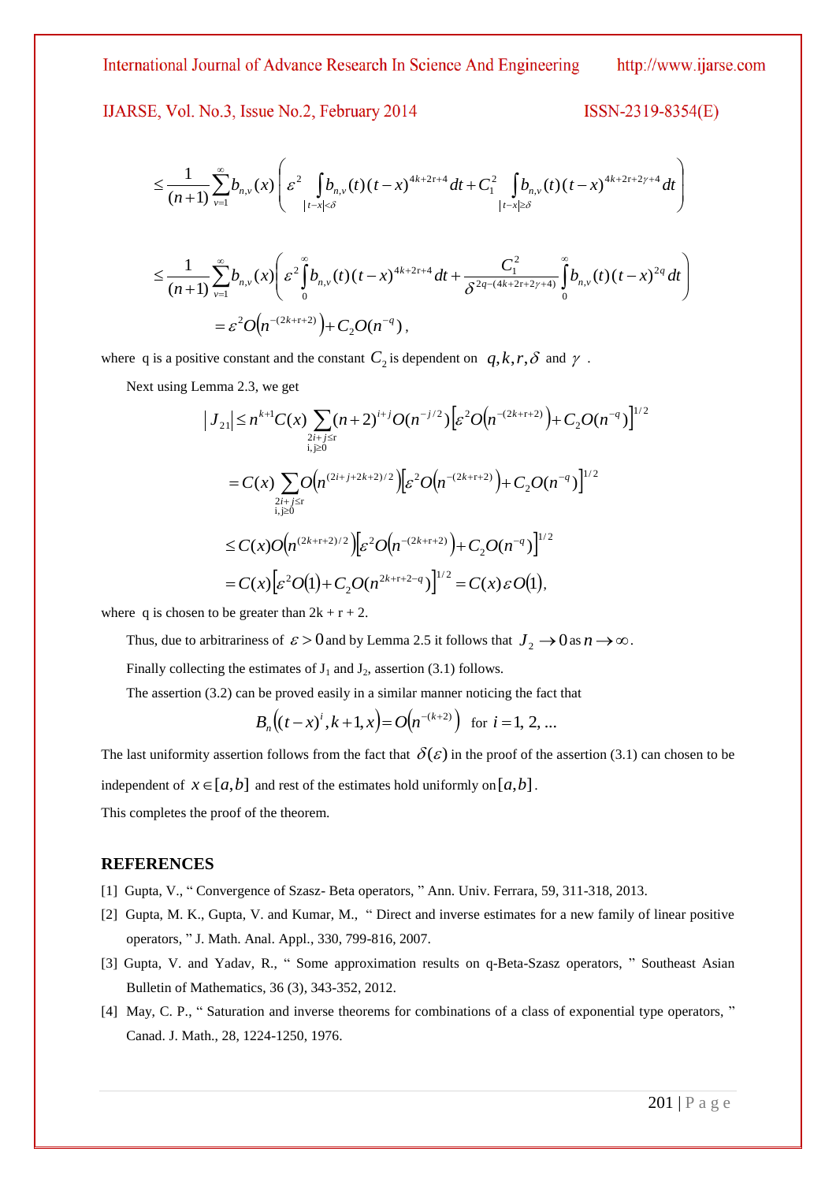$$\leq \frac{1}{(n+1)}\sum_{v=1}^{\infty} b_{n,v}(x)\left(\varepsilon^2 \int_{|t-x|<\delta} b_{n,v}(t)(t-x)^{4k+2r+4}dt + C_1^2 \int_{|t-x|\geq\delta} b_{n,v}(t)(t-x)^{4k+2r+2\gamma+4}dt\right)$$

$$\leq \frac{1}{(n+1)}\sum_{v=1}^{\infty} b_{n,v}(x)\left(\varepsilon^2 \int_0^{\infty} b_{n,v}(t)(t-x)^{4k+2r+4}dt + \frac{C_1^2}{\delta^{2q-(4k+2r+2\gamma+4)}} \int_0^{\infty} b_{n,v}(t)(t-x)^{2q}dt\right)$$

$$= \varepsilon^2 O\left(n^{-(2k+r+2)}\right) + C_2 O(n^{-q}),$$

where q is a positive constant and the constant $C_2$ is dependent on $q, k, r, \delta$ and $\gamma$.

Next using Lemma 2.3, we get

$$|J_{21}| \leq n^{k+1}C(x)\sum_{\substack{2i+j\leq r\\ i,j\geq 0}}(n+2)^{i+j}O(n^{-j/2})\left[\varepsilon^2 O\left(n^{-(2k+r+2)}\right) + C_2 O(n^{-q})\right]^{1/2}$$

$$= C(x)\sum_{\substack{2i+j\leq r\\ i,j\geq 0}} O\left(n^{(2i+j+2k+2)/2}\right)\left[\varepsilon^2 O\left(n^{-(2k+r+2)}\right) + C_2 O(n^{-q})\right]^{1/2}$$

$$\leq C(x) O\left(n^{(2k+r+2)/2}\right)\left[\varepsilon^2 O\left(n^{-(2k+r+2)}\right) + C_2 O(n^{-q})\right]^{1/2}$$

$$= C(x)\left[\varepsilon^2 O(1) + C_2 O(n^{2k+r+2-q})\right]^{1/2} = C(x)\varepsilon O(1),$$

where q is chosen to be greater than 2k + r + 2.

Thus, due to arbitrariness of $\varepsilon > 0$ and by Lemma 2.5 it follows that $J_2 \to 0$ as $n \to \infty$.

Finally collecting the estimates of $J_1$ and $J_2$, assertion (3.1) follows.

The assertion (3.2) can be proved easily in a similar manner noticing the fact that

$$B_n\left((t-x)^i, k+1, x\right) = O\left(n^{-(k+2)}\right) \quad \text{for } i = 1, 2, \ldots$$

The last uniformity assertion follows from the fact that $\delta(\varepsilon)$ in the proof of the assertion (3.1) can chosen to be independent of $x \in [a,b]$ and rest of the estimates hold uniformly on $[a,b]$.

This completes the proof of the theorem.

## REFERENCES

[1] Gupta, V., " Convergence of Szasz- Beta operators, " Ann. Univ. Ferrara, 59, 311-318, 2013.

[2] Gupta, M. K., Gupta, V. and Kumar, M., " Direct and inverse estimates for a new family of linear positive operators, " J. Math. Anal. Appl., 330, 799-816, 2007.

[3] Gupta, V. and Yadav, R., " Some approximation results on q-Beta-Szasz operators, " Southeast Asian Bulletin of Mathematics, 36 (3), 343-352, 2012.

[4] May, C. P., " Saturation and inverse theorems for combinations of a class of exponential type operators, " Canad. J. Math., 28, 1224-1250, 1976.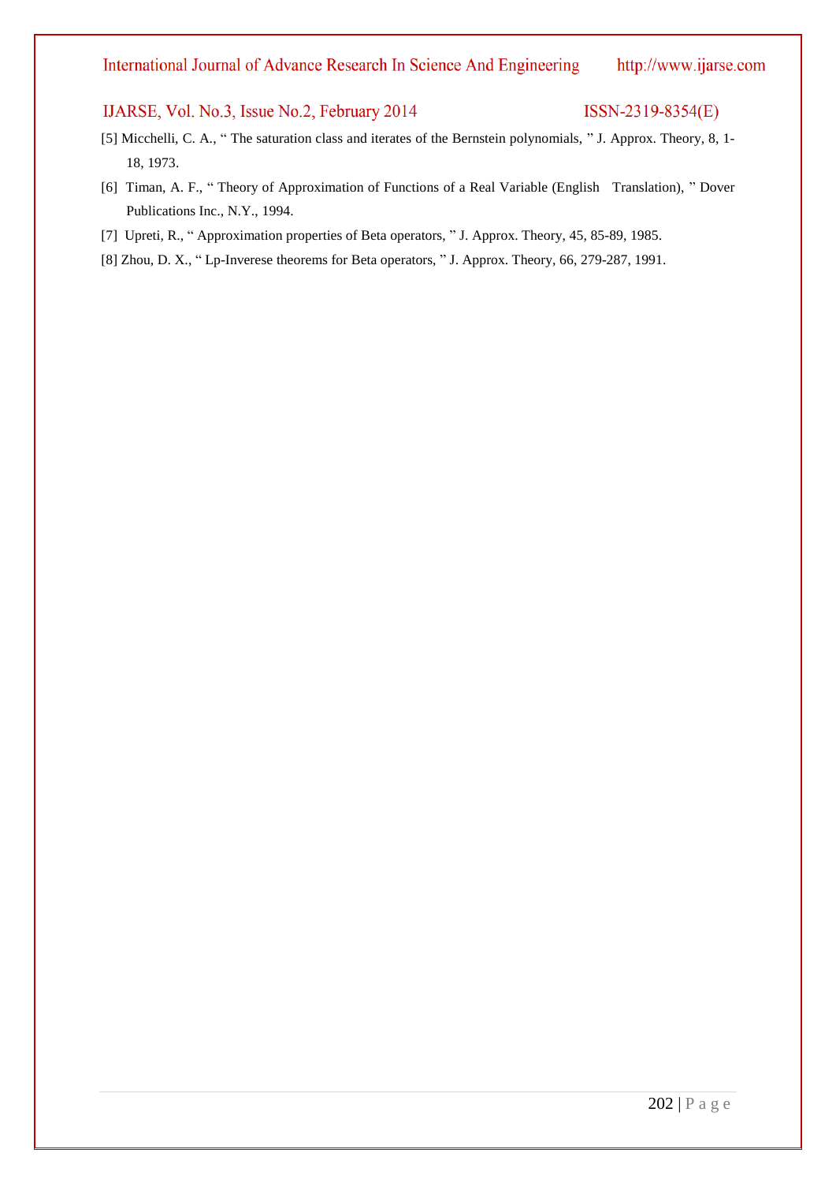[5] Micchelli, C. A., " The saturation class and iterates of the Bernstein polynomials, " J. Approx. Theory, 8, 1-18, 1973.

[6] Timan, A. F., " Theory of Approximation of Functions of a Real Variable (English Translation), " Dover Publications Inc., N.Y., 1994.

[7] Upreti, R., " Approximation properties of Beta operators, " J. Approx. Theory, 45, 85-89, 1985.

[8] Zhou, D. X., " Lp-Inverese theorems for Beta operators, " J. Approx. Theory, 66, 279-287, 1991.